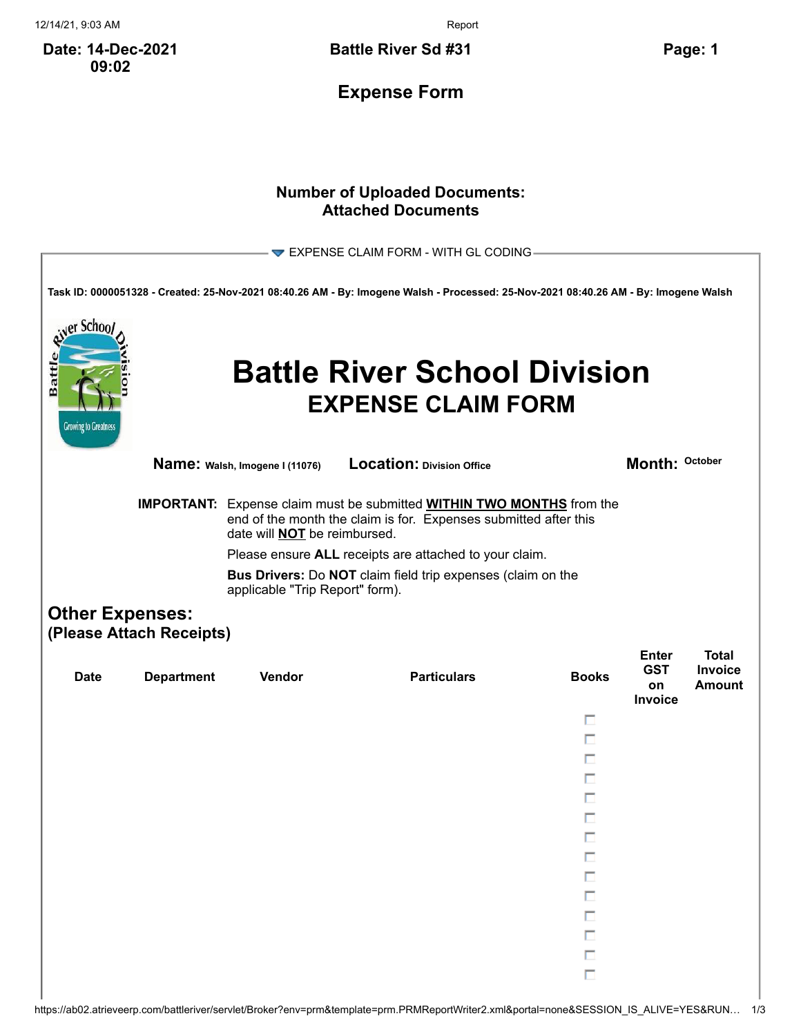**Date: 14-Dec-2021 09:02**

**Battle River Sd #31**

# Expense Form

**Number of Uploaded Documents:**
**Attached Documents**

▼ EXPENSE CLAIM FORM - WITH GL CODING

**Task ID: 0000051328 - Created: 25-Nov-2021 08:40.26 AM - By: Imogene Walsh - Processed: 25-Nov-2021 08:40.26 AM - By: Imogene Walsh**

# Battle River School Division
## EXPENSE CLAIM FORM

**Name:** Walsh, Imogene I (11076) **Location:** Division Office **Month:** October

**IMPORTANT:** Expense claim must be submitted **WITHIN TWO MONTHS** from the end of the month the claim is for. Expenses submitted after this date will **NOT** be reimbursed.

Please ensure **ALL** receipts are attached to your claim.

**Bus Drivers:** Do **NOT** claim field trip expenses (claim on the applicable "Trip Report" form).

## Other Expenses:
### (Please Attach Receipts)

| Date | Department | Vendor | Particulars | Books | Enter GST on Invoice | Total Invoice Amount |
|---|---|---|---|---|---|---|
| | | | | ☐ | | |
| | | | | ☐ | | |
| | | | | ☐ | | |
| | | | | ☐ | | |
| | | | | ☐ | | |
| | | | | ☐ | | |
| | | | | ☐ | | |
| | | | | ☐ | | |
| | | | | ☐ | | |
| | | | | ☐ | | |
| | | | | ☐ | | |
| | | | | ☐ | | |
| | | | | ☐ | | |
| | | | | ☐ | | |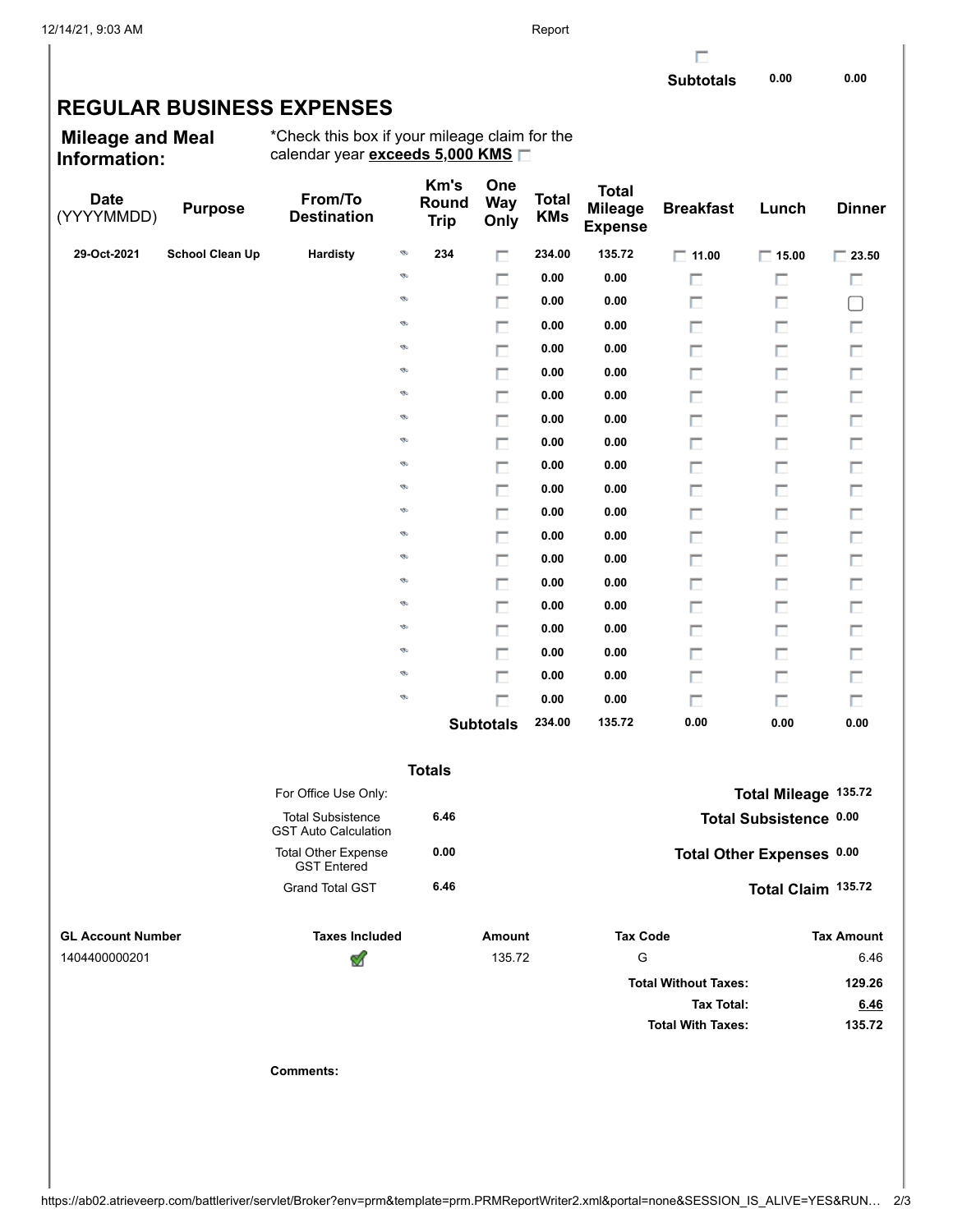| | | |
|---|---|---|
| **Subtotals** | 0.00 | 0.00 |

# REGULAR BUSINESS EXPENSES

**Mileage and Meal Information:**

*Check this box if your mileage claim for the calendar year **exceeds 5,000 KMS**

| Date (YYYYMMDD) | Purpose | From/To Destination | Km's Round Trip | One Way Only | Total KMs | Total Mileage Expense | Breakfast | Lunch | Dinner |
|---|---|---|---|---|---|---|---|---|---|
| 29-Oct-2021 | School Clean Up | Hardisty | 234 | | 234.00 | 135.72 | 11.00 | 15.00 | 23.50 |
| | | | | | 0.00 | 0.00 | | | |
| | | | | | 0.00 | 0.00 | | | |
| | | | | | 0.00 | 0.00 | | | |
| | | | | | 0.00 | 0.00 | | | |
| | | | | | 0.00 | 0.00 | | | |
| | | | | | 0.00 | 0.00 | | | |
| | | | | | 0.00 | 0.00 | | | |
| | | | | | 0.00 | 0.00 | | | |
| | | | | | 0.00 | 0.00 | | | |
| | | | | | 0.00 | 0.00 | | | |
| | | | | | 0.00 | 0.00 | | | |
| | | | | | 0.00 | 0.00 | | | |
| | | | | | 0.00 | 0.00 | | | |
| | | | | | 0.00 | 0.00 | | | |
| | | | | | 0.00 | 0.00 | | | |
| | | | | | 0.00 | 0.00 | | | |
| | | | | | 0.00 | 0.00 | | | |
| | | | | | 0.00 | 0.00 | | | |
| | | | | | 0.00 | 0.00 | | | |
| | | | | **Subtotals** | 234.00 | 135.72 | 0.00 | 0.00 | 0.00 |

**Totals**

| For Office Use Only: | | | |
|---|---|---|---|
| Total Subsistence GST Auto Calculation | 6.46 | **Total Mileage** | 135.72 |
| Total Other Expense GST Entered | 0.00 | **Total Subsistence** | 0.00 |
| Grand Total GST | 6.46 | **Total Other Expenses** | 0.00 |
| | | **Total Claim** | 135.72 |

| GL Account Number | Taxes Included | Amount | Tax Code | Tax Amount |
|---|---|---|---|---|
| 1404400000201 | ✔ | 135.72 | G | 6.46 |
| | | | **Total Without Taxes:** | 129.26 |
| | | | **Tax Total:** | 6.46 |
| | | | **Total With Taxes:** | 135.72 |

**Comments:**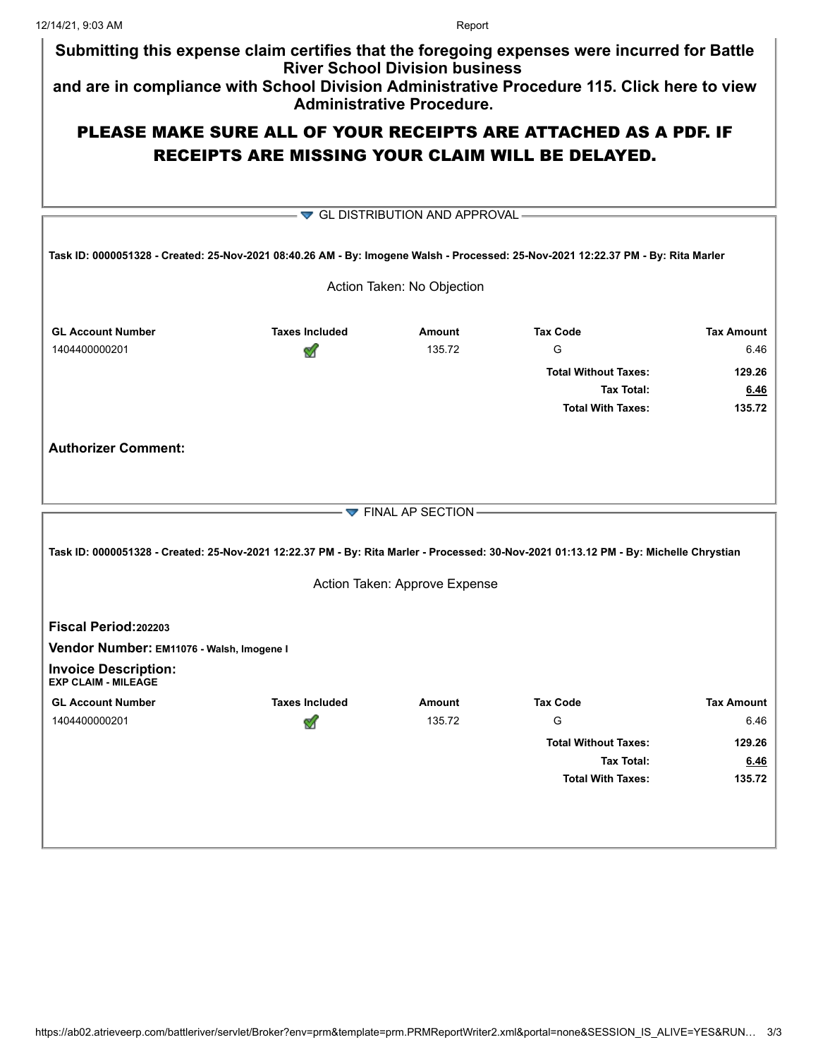**Submitting this expense claim certifies that the foregoing expenses were incurred for Battle River School Division business and are in compliance with School Division Administrative Procedure 115. Click here to view Administrative Procedure.**

## PLEASE MAKE SURE ALL OF YOUR RECEIPTS ARE ATTACHED AS A PDF. IF RECEIPTS ARE MISSING YOUR CLAIM WILL BE DELAYED.

### GL DISTRIBUTION AND APPROVAL

**Task ID: 0000051328 - Created: 25-Nov-2021 08:40.26 AM - By: Imogene Walsh - Processed: 25-Nov-2021 12:22.37 PM - By: Rita Marler**

Action Taken: No Objection

| GL Account Number | Taxes Included | Amount | Tax Code | Tax Amount |
|---|---|---|---|---|
| 1404400000201 | ✔ | 135.72 | G | 6.46 |
| | | | **Total Without Taxes:** | **129.26** |
| | | | **Tax Total:** | **6.46** |
| | | | **Total With Taxes:** | **135.72** |

**Authorizer Comment:**

### FINAL AP SECTION

**Task ID: 0000051328 - Created: 25-Nov-2021 12:22.37 PM - By: Rita Marler - Processed: 30-Nov-2021 01:13.12 PM - By: Michelle Chrystian**

Action Taken: Approve Expense

**Fiscal Period:** **202203**

**Vendor Number:** **EM11076 - Walsh, Imogene I**

**Invoice Description:**
**EXP CLAIM - MILEAGE**

| GL Account Number | Taxes Included | Amount | Tax Code | Tax Amount |
|---|---|---|---|---|
| 1404400000201 | ✔ | 135.72 | G | 6.46 |
| | | | **Total Without Taxes:** | **129.26** |
| | | | **Tax Total:** | **6.46** |
| | | | **Total With Taxes:** | **135.72** |